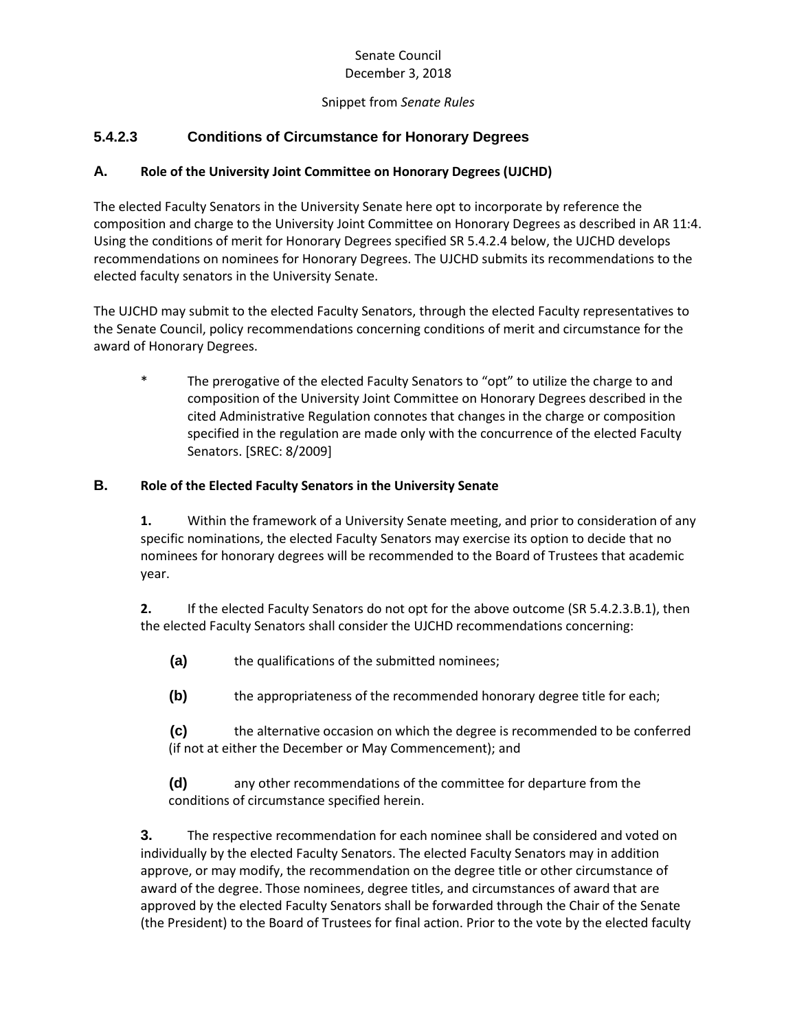Senate Council
December 3, 2018

Snippet from *Senate Rules*

## 5.4.2.3 Conditions of Circumstance for Honorary Degrees

### A. Role of the University Joint Committee on Honorary Degrees (UJCHD)

The elected Faculty Senators in the University Senate here opt to incorporate by reference the composition and charge to the University Joint Committee on Honorary Degrees as described in AR 11:4. Using the conditions of merit for Honorary Degrees specified SR 5.4.2.4 below, the UJCHD develops recommendations on nominees for Honorary Degrees. The UJCHD submits its recommendations to the elected faculty senators in the University Senate.

The UJCHD may submit to the elected Faculty Senators, through the elected Faculty representatives to the Senate Council, policy recommendations concerning conditions of merit and circumstance for the award of Honorary Degrees.

> * The prerogative of the elected Faculty Senators to "opt" to utilize the charge to and composition of the University Joint Committee on Honorary Degrees described in the cited Administrative Regulation connotes that changes in the charge or composition specified in the regulation are made only with the concurrence of the elected Faculty Senators. [SREC: 8/2009]

### B. Role of the Elected Faculty Senators in the University Senate

**1.** Within the framework of a University Senate meeting, and prior to consideration of any specific nominations, the elected Faculty Senators may exercise its option to decide that no nominees for honorary degrees will be recommended to the Board of Trustees that academic year.

**2.** If the elected Faculty Senators do not opt for the above outcome (SR 5.4.2.3.B.1), then the elected Faculty Senators shall consider the UJCHD recommendations concerning:

**(a)** the qualifications of the submitted nominees;

**(b)** the appropriateness of the recommended honorary degree title for each;

**(c)** the alternative occasion on which the degree is recommended to be conferred (if not at either the December or May Commencement); and

**(d)** any other recommendations of the committee for departure from the conditions of circumstance specified herein.

**3.** The respective recommendation for each nominee shall be considered and voted on individually by the elected Faculty Senators. The elected Faculty Senators may in addition approve, or may modify, the recommendation on the degree title or other circumstance of award of the degree. Those nominees, degree titles, and circumstances of award that are approved by the elected Faculty Senators shall be forwarded through the Chair of the Senate (the President) to the Board of Trustees for final action. Prior to the vote by the elected faculty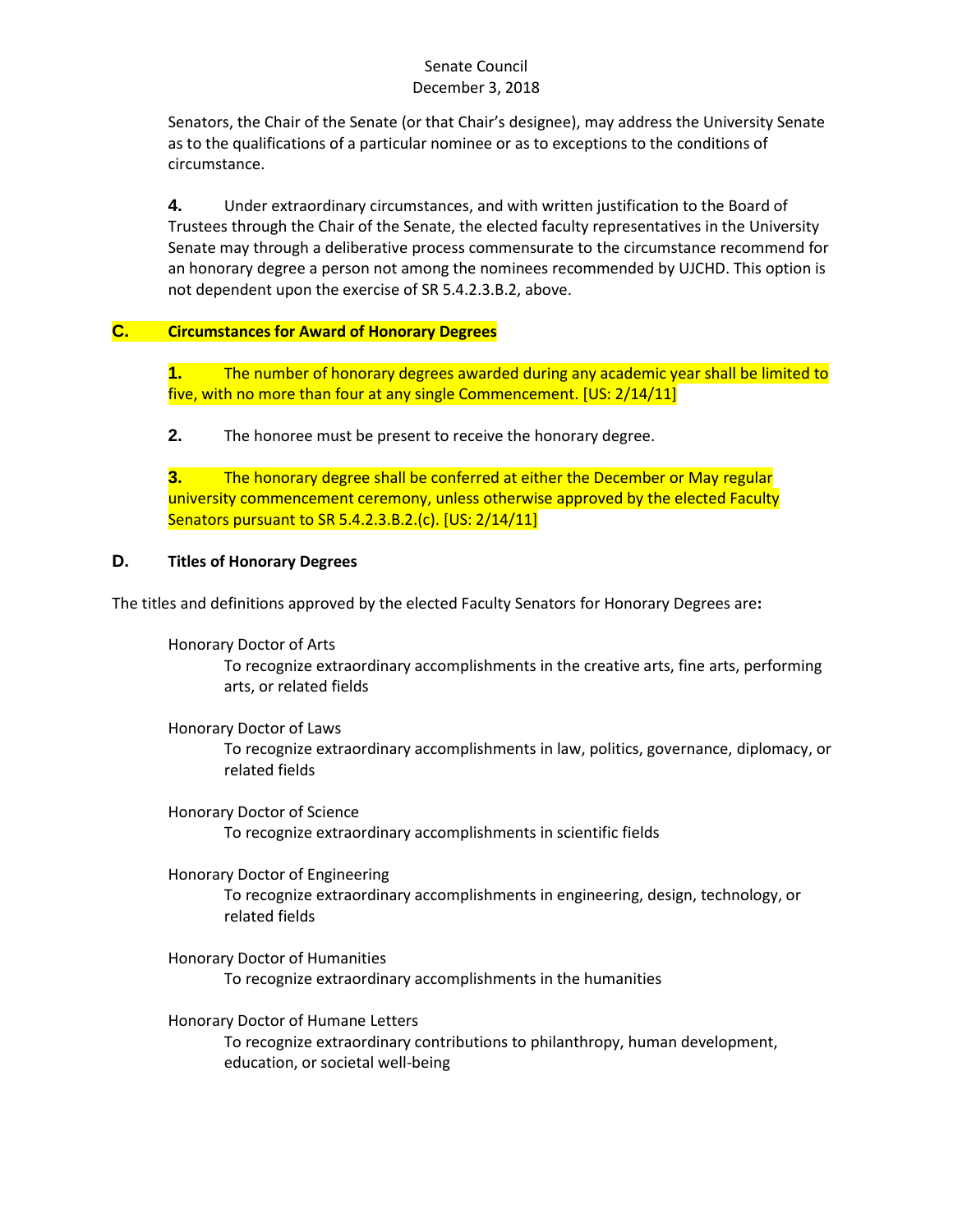Senators, the Chair of the Senate (or that Chair's designee), may address the University Senate as to the qualifications of a particular nominee or as to exceptions to the conditions of circumstance.

**4.** Under extraordinary circumstances, and with written justification to the Board of Trustees through the Chair of the Senate, the elected faculty representatives in the University Senate may through a deliberative process commensurate to the circumstance recommend for an honorary degree a person not among the nominees recommended by UJCHD. This option is not dependent upon the exercise of SR 5.4.2.3.B.2, above.

### C. Circumstances for Award of Honorary Degrees

**1.** The number of honorary degrees awarded during any academic year shall be limited to five, with no more than four at any single Commencement. [US: 2/14/11]

**2.** The honoree must be present to receive the honorary degree.

**3.** The honorary degree shall be conferred at either the December or May regular university commencement ceremony, unless otherwise approved by the elected Faculty Senators pursuant to SR 5.4.2.3.B.2.(c). [US: 2/14/11]

### D. Titles of Honorary Degrees

The titles and definitions approved by the elected Faculty Senators for Honorary Degrees are**:**

Honorary Doctor of Arts
To recognize extraordinary accomplishments in the creative arts, fine arts, performing arts, or related fields

Honorary Doctor of Laws
To recognize extraordinary accomplishments in law, politics, governance, diplomacy, or related fields

Honorary Doctor of Science
To recognize extraordinary accomplishments in scientific fields

Honorary Doctor of Engineering
To recognize extraordinary accomplishments in engineering, design, technology, or related fields

Honorary Doctor of Humanities
To recognize extraordinary accomplishments in the humanities

Honorary Doctor of Humane Letters
To recognize extraordinary contributions to philanthropy, human development, education, or societal well-being